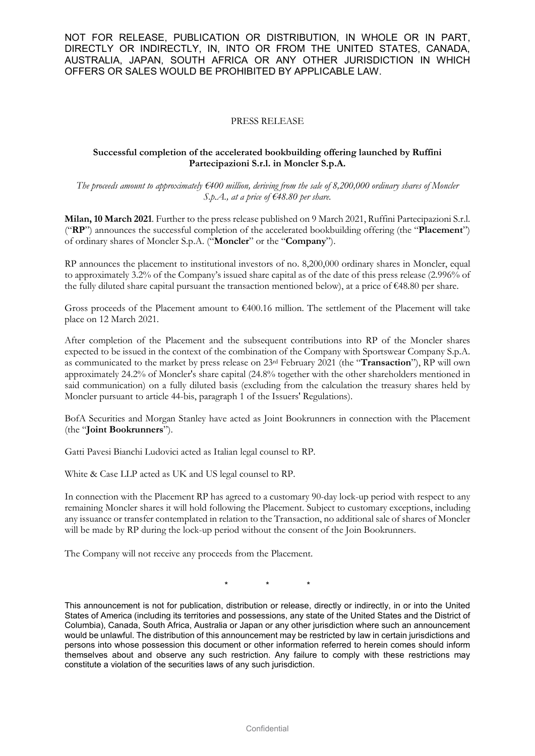NOT FOR RELEASE, PUBLICATION OR DISTRIBUTION, IN WHOLE OR IN PART, DIRECTLY OR INDIRECTLY, IN, INTO OR FROM THE UNITED STATES, CANADA, AUSTRALIA, JAPAN, SOUTH AFRICA OR ANY OTHER JURISDICTION IN WHICH OFFERS OR SALES WOULD BE PROHIBITED BY APPLICABLE LAW.

PRESS RELEASE

**Successful completion of the accelerated bookbuilding offering launched by Ruffini Partecipazioni S.r.l. in Moncler S.p.A.**

*The proceeds amount to approximately €400 million, deriving from the sale of 8,200,000 ordinary shares of Moncler S.p.A., at a price of €48.80 per share.*

**Milan, 10 March 2021**. Further to the press release published on 9 March 2021, Ruffini Partecipazioni S.r.l. ("**RP**") announces the successful completion of the accelerated bookbuilding offering (the "**Placement**") of ordinary shares of Moncler S.p.A. ("**Moncler**" or the "**Company**").

RP announces the placement to institutional investors of no. 8,200,000 ordinary shares in Moncler, equal to approximately 3.2% of the Company's issued share capital as of the date of this press release (2.996% of the fully diluted share capital pursuant the transaction mentioned below), at a price of €48.80 per share.

Gross proceeds of the Placement amount to €400.16 million. The settlement of the Placement will take place on 12 March 2021.

After completion of the Placement and the subsequent contributions into RP of the Moncler shares expected to be issued in the context of the combination of the Company with Sportswear Company S.p.A. as communicated to the market by press release on 23rd February 2021 (the "**Transaction**"), RP will own approximately 24.2% of Moncler's share capital (24.8% together with the other shareholders mentioned in said communication) on a fully diluted basis (excluding from the calculation the treasury shares held by Moncler pursuant to article 44-bis, paragraph 1 of the Issuers' Regulations).

BofA Securities and Morgan Stanley have acted as Joint Bookrunners in connection with the Placement (the "**Joint Bookrunners**").

Gatti Pavesi Bianchi Ludovici acted as Italian legal counsel to RP.

White & Case LLP acted as UK and US legal counsel to RP.

In connection with the Placement RP has agreed to a customary 90-day lock-up period with respect to any remaining Moncler shares it will hold following the Placement. Subject to customary exceptions, including any issuance or transfer contemplated in relation to the Transaction, no additional sale of shares of Moncler will be made by RP during the lock-up period without the consent of the Join Bookrunners.

The Company will not receive any proceeds from the Placement.

\* \* \*

This announcement is not for publication, distribution or release, directly or indirectly, in or into the United States of America (including its territories and possessions, any state of the United States and the District of Columbia), Canada, South Africa, Australia or Japan or any other jurisdiction where such an announcement would be unlawful. The distribution of this announcement may be restricted by law in certain jurisdictions and persons into whose possession this document or other information referred to herein comes should inform themselves about and observe any such restriction. Any failure to comply with these restrictions may constitute a violation of the securities laws of any such jurisdiction.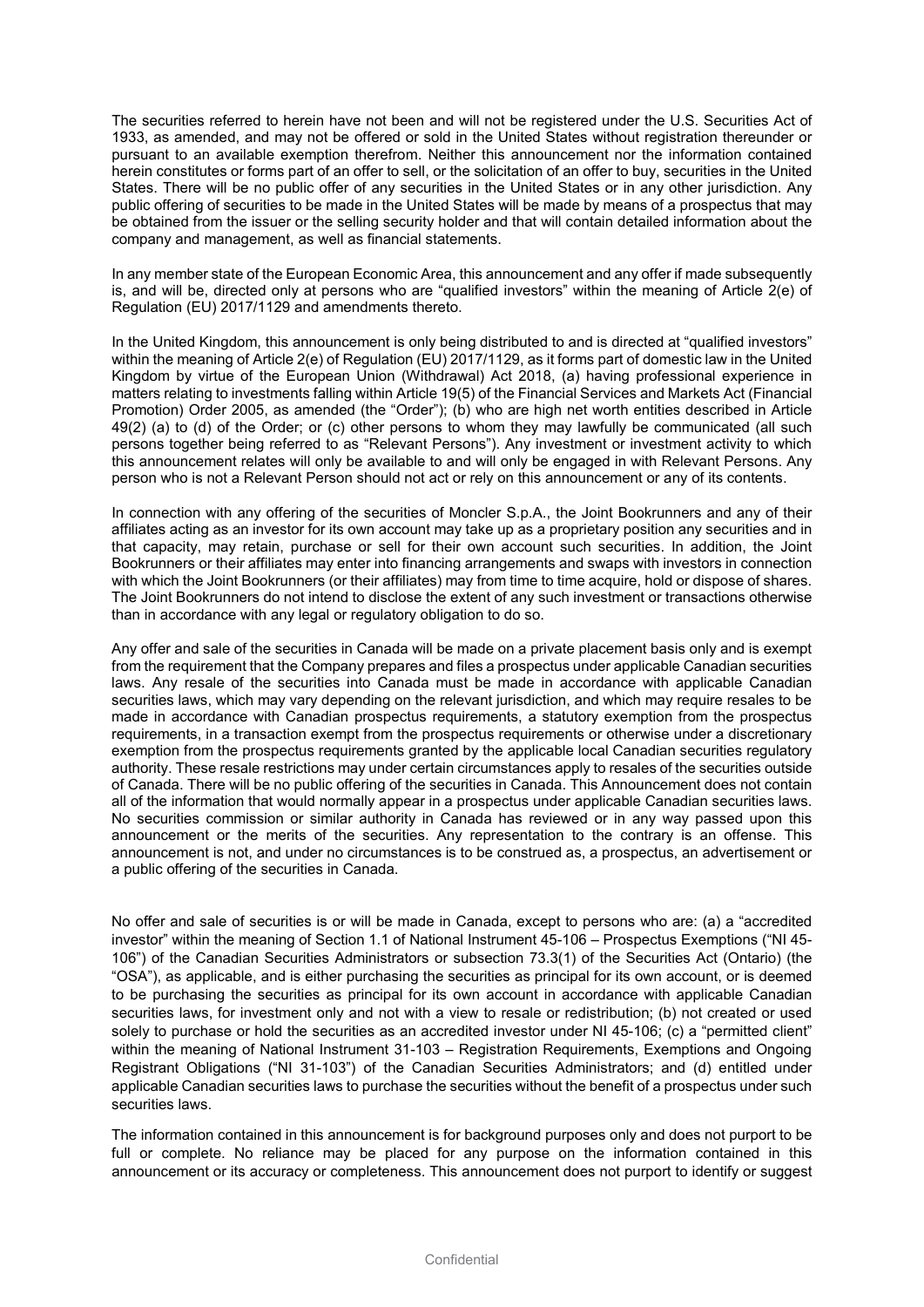The securities referred to herein have not been and will not be registered under the U.S. Securities Act of 1933, as amended, and may not be offered or sold in the United States without registration thereunder or pursuant to an available exemption therefrom. Neither this announcement nor the information contained herein constitutes or forms part of an offer to sell, or the solicitation of an offer to buy, securities in the United States. There will be no public offer of any securities in the United States or in any other jurisdiction. Any public offering of securities to be made in the United States will be made by means of a prospectus that may be obtained from the issuer or the selling security holder and that will contain detailed information about the company and management, as well as financial statements.

In any member state of the European Economic Area, this announcement and any offer if made subsequently is, and will be, directed only at persons who are "qualified investors" within the meaning of Article 2(e) of Regulation (EU) 2017/1129 and amendments thereto.

In the United Kingdom, this announcement is only being distributed to and is directed at "qualified investors" within the meaning of Article 2(e) of Regulation (EU) 2017/1129, as it forms part of domestic law in the United Kingdom by virtue of the European Union (Withdrawal) Act 2018, (a) having professional experience in matters relating to investments falling within Article 19(5) of the Financial Services and Markets Act (Financial Promotion) Order 2005, as amended (the "Order"); (b) who are high net worth entities described in Article 49(2) (a) to (d) of the Order; or (c) other persons to whom they may lawfully be communicated (all such persons together being referred to as "Relevant Persons"). Any investment or investment activity to which this announcement relates will only be available to and will only be engaged in with Relevant Persons. Any person who is not a Relevant Person should not act or rely on this announcement or any of its contents.

In connection with any offering of the securities of Moncler S.p.A., the Joint Bookrunners and any of their affiliates acting as an investor for its own account may take up as a proprietary position any securities and in that capacity, may retain, purchase or sell for their own account such securities. In addition, the Joint Bookrunners or their affiliates may enter into financing arrangements and swaps with investors in connection with which the Joint Bookrunners (or their affiliates) may from time to time acquire, hold or dispose of shares. The Joint Bookrunners do not intend to disclose the extent of any such investment or transactions otherwise than in accordance with any legal or regulatory obligation to do so.

Any offer and sale of the securities in Canada will be made on a private placement basis only and is exempt from the requirement that the Company prepares and files a prospectus under applicable Canadian securities laws. Any resale of the securities into Canada must be made in accordance with applicable Canadian securities laws, which may vary depending on the relevant jurisdiction, and which may require resales to be made in accordance with Canadian prospectus requirements, a statutory exemption from the prospectus requirements, in a transaction exempt from the prospectus requirements or otherwise under a discretionary exemption from the prospectus requirements granted by the applicable local Canadian securities regulatory authority. These resale restrictions may under certain circumstances apply to resales of the securities outside of Canada. There will be no public offering of the securities in Canada. This Announcement does not contain all of the information that would normally appear in a prospectus under applicable Canadian securities laws. No securities commission or similar authority in Canada has reviewed or in any way passed upon this announcement or the merits of the securities. Any representation to the contrary is an offense. This announcement is not, and under no circumstances is to be construed as, a prospectus, an advertisement or a public offering of the securities in Canada.

No offer and sale of securities is or will be made in Canada, except to persons who are: (a) a "accredited investor" within the meaning of Section 1.1 of National Instrument 45-106 – Prospectus Exemptions ("NI 45-106") of the Canadian Securities Administrators or subsection 73.3(1) of the Securities Act (Ontario) (the "OSA"), as applicable, and is either purchasing the securities as principal for its own account, or is deemed to be purchasing the securities as principal for its own account in accordance with applicable Canadian securities laws, for investment only and not with a view to resale or redistribution; (b) not created or used solely to purchase or hold the securities as an accredited investor under NI 45-106; (c) a "permitted client" within the meaning of National Instrument 31-103 – Registration Requirements, Exemptions and Ongoing Registrant Obligations ("NI 31-103") of the Canadian Securities Administrators; and (d) entitled under applicable Canadian securities laws to purchase the securities without the benefit of a prospectus under such securities laws.

The information contained in this announcement is for background purposes only and does not purport to be full or complete. No reliance may be placed for any purpose on the information contained in this announcement or its accuracy or completeness. This announcement does not purport to identify or suggest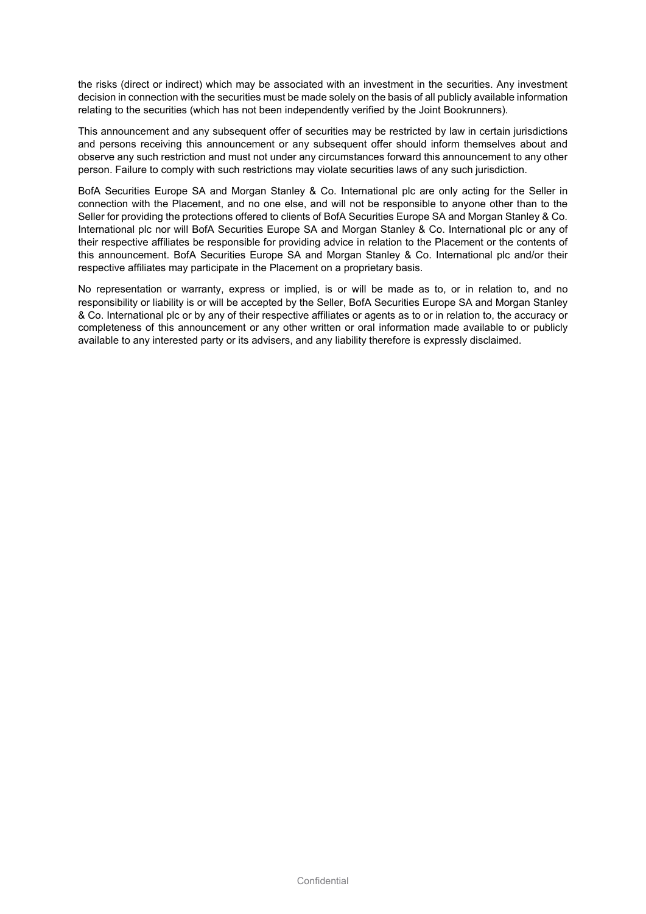the risks (direct or indirect) which may be associated with an investment in the securities. Any investment decision in connection with the securities must be made solely on the basis of all publicly available information relating to the securities (which has not been independently verified by the Joint Bookrunners).

This announcement and any subsequent offer of securities may be restricted by law in certain jurisdictions and persons receiving this announcement or any subsequent offer should inform themselves about and observe any such restriction and must not under any circumstances forward this announcement to any other person. Failure to comply with such restrictions may violate securities laws of any such jurisdiction.

BofA Securities Europe SA and Morgan Stanley & Co. International plc are only acting for the Seller in connection with the Placement, and no one else, and will not be responsible to anyone other than to the Seller for providing the protections offered to clients of BofA Securities Europe SA and Morgan Stanley & Co. International plc nor will BofA Securities Europe SA and Morgan Stanley & Co. International plc or any of their respective affiliates be responsible for providing advice in relation to the Placement or the contents of this announcement. BofA Securities Europe SA and Morgan Stanley & Co. International plc and/or their respective affiliates may participate in the Placement on a proprietary basis.

No representation or warranty, express or implied, is or will be made as to, or in relation to, and no responsibility or liability is or will be accepted by the Seller, BofA Securities Europe SA and Morgan Stanley & Co. International plc or by any of their respective affiliates or agents as to or in relation to, the accuracy or completeness of this announcement or any other written or oral information made available to or publicly available to any interested party or its advisers, and any liability therefore is expressly disclaimed.